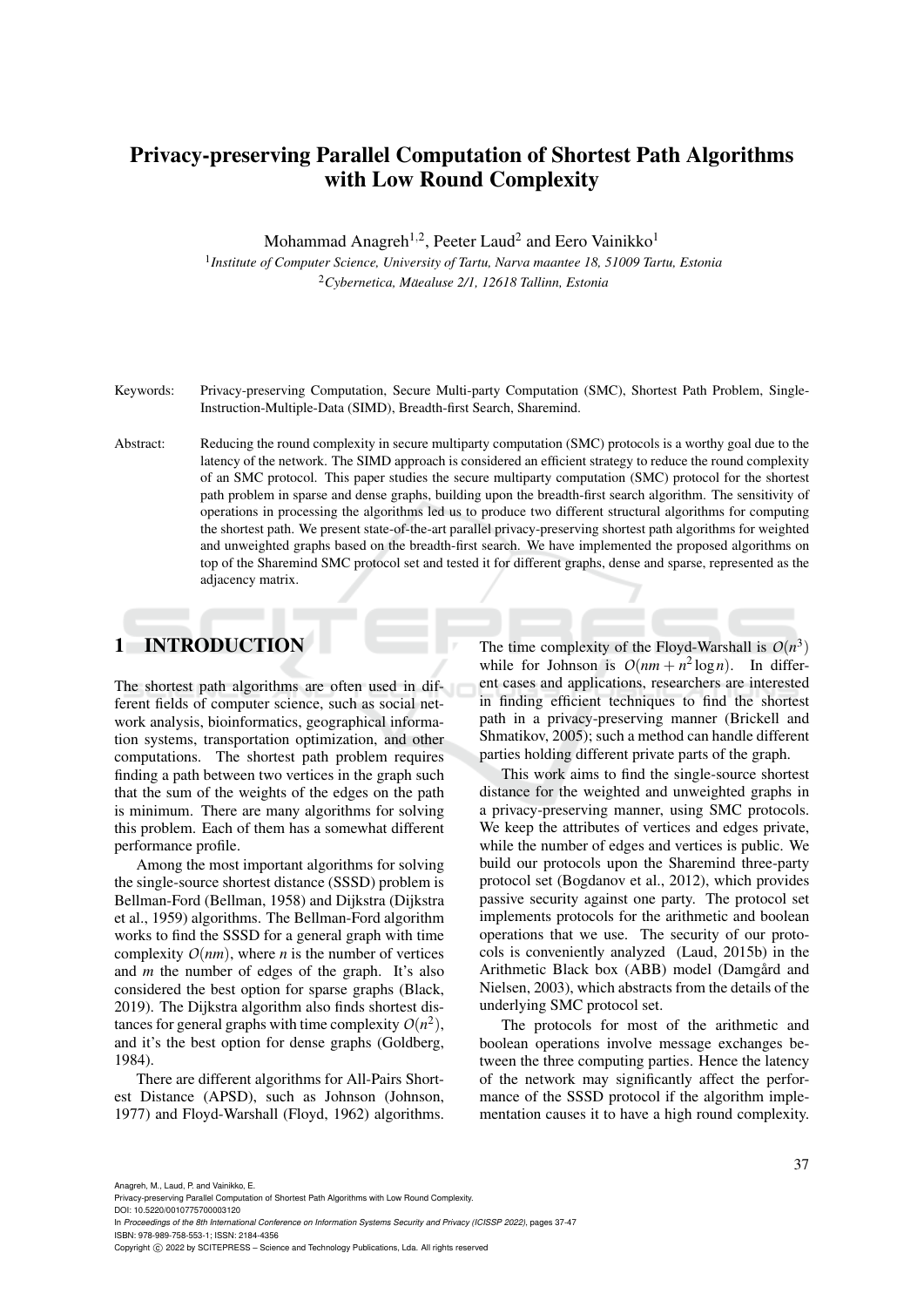# Privacy-preserving Parallel Computation of Shortest Path Algorithms with Low Round Complexity

Mohammad Anagreh[1,2], Peeter Laud[2] and Eero Vainikko[1]

[1] *Institute of Computer Science, University of Tartu, Narva maantee 18, 51009 Tartu, Estonia*
[2] *Cybernetica, Mäealuse 2/1, 12618 Tallinn, Estonia*

Keywords: Privacy-preserving Computation, Secure Multi-party Computation (SMC), Shortest Path Problem, Single-Instruction-Multiple-Data (SIMD), Breadth-first Search, Sharemind.

Abstract: Reducing the round complexity in secure multiparty computation (SMC) protocols is a worthy goal due to the latency of the network. The SIMD approach is considered an efficient strategy to reduce the round complexity of an SMC protocol. This paper studies the secure multiparty computation (SMC) protocol for the shortest path problem in sparse and dense graphs, building upon the breadth-first search algorithm. The sensitivity of operations in processing the algorithms led us to produce two different structural algorithms for computing the shortest path. We present state-of-the-art parallel privacy-preserving shortest path algorithms for weighted and unweighted graphs based on the breadth-first search. We have implemented the proposed algorithms on top of the Sharemind SMC protocol set and tested it for different graphs, dense and sparse, represented as the adjacency matrix.

## 1 INTRODUCTION

The shortest path algorithms are often used in different fields of computer science, such as social network analysis, bioinformatics, geographical information systems, transportation optimization, and other computations. The shortest path problem requires finding a path between two vertices in the graph such that the sum of the weights of the edges on the path is minimum. There are many algorithms for solving this problem. Each of them has a somewhat different performance profile.

Among the most important algorithms for solving the single-source shortest distance (SSSD) problem is Bellman-Ford (Bellman, 1958) and Dijkstra (Dijkstra et al., 1959) algorithms. The Bellman-Ford algorithm works to find the SSSD for a general graph with time complexity $O(nm)$, where $n$ is the number of vertices and $m$ the number of edges of the graph. It's also considered the best option for sparse graphs (Black, 2019). The Dijkstra algorithm also finds shortest distances for general graphs with time complexity $O(n^2)$, and it's the best option for dense graphs (Goldberg, 1984).

There are different algorithms for All-Pairs Shortest Distance (APSD), such as Johnson (Johnson, 1977) and Floyd-Warshall (Floyd, 1962) algorithms. The time complexity of the Floyd-Warshall is $O(n^3)$ while for Johnson is $O(nm + n^2 \log n)$. In different cases and applications, researchers are interested in finding efficient techniques to find the shortest path in a privacy-preserving manner (Brickell and Shmatikov, 2005); such a method can handle different parties holding different private parts of the graph.

This work aims to find the single-source shortest distance for the weighted and unweighted graphs in a privacy-preserving manner, using SMC protocols. We keep the attributes of vertices and edges private, while the number of edges and vertices is public. We build our protocols upon the Sharemind three-party protocol set (Bogdanov et al., 2012), which provides passive security against one party. The protocol set implements protocols for the arithmetic and boolean operations that we use. The security of our protocols is conveniently analyzed (Laud, 2015b) in the Arithmetic Black box (ABB) model (Damgård and Nielsen, 2003), which abstracts from the details of the underlying SMC protocol set.

The protocols for most of the arithmetic and boolean operations involve message exchanges between the three computing parties. Hence the latency of the network may significantly affect the performance of the SSSD protocol if the algorithm implementation causes it to have a high round complexity.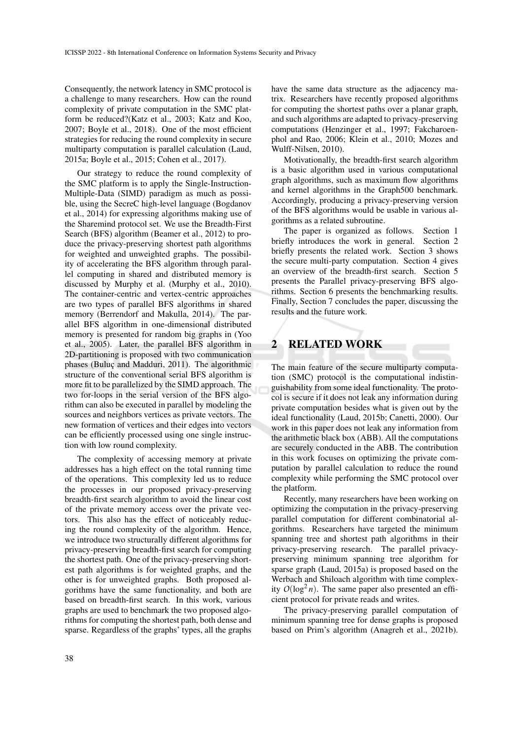Consequently, the network latency in SMC protocol is a challenge to many researchers. How can the round complexity of private computation in the SMC platform be reduced?(Katz et al., 2003; Katz and Koo, 2007; Boyle et al., 2018). One of the most efficient strategies for reducing the round complexity in secure multiparty computation is parallel calculation (Laud, 2015a; Boyle et al., 2015; Cohen et al., 2017).

Our strategy to reduce the round complexity of the SMC platform is to apply the Single-Instruction-Multiple-Data (SIMD) paradigm as much as possible, using the SecreC high-level language (Bogdanov et al., 2014) for expressing algorithms making use of the Sharemind protocol set. We use the Breadth-First Search (BFS) algorithm (Beamer et al., 2012) to produce the privacy-preserving shortest path algorithms for weighted and unweighted graphs. The possibility of accelerating the BFS algorithm through parallel computing in shared and distributed memory is discussed by Murphy et al. (Murphy et al., 2010). The container-centric and vertex-centric approaches are two types of parallel BFS algorithms in shared memory (Berrendorf and Makulla, 2014). The parallel BFS algorithm in one-dimensional distributed memory is presented for random big graphs in (Yoo et al., 2005). Later, the parallel BFS algorithm in 2D-partitioning is proposed with two communication phases (Buluç and Madduri, 2011). The algorithmic structure of the conventional serial BFS algorithm is more fit to be parallelized by the SIMD approach. The two for-loops in the serial version of the BFS algorithm can also be executed in parallel by modeling the sources and neighbors vertices as private vectors. The new formation of vertices and their edges into vectors can be efficiently processed using one single instruction with low round complexity.

The complexity of accessing memory at private addresses has a high effect on the total running time of the operations. This complexity led us to reduce the processes in our proposed privacy-preserving breadth-first search algorithm to avoid the linear cost of the private memory access over the private vectors. This also has the effect of noticeably reducing the round complexity of the algorithm. Hence, we introduce two structurally different algorithms for privacy-preserving breadth-first search for computing the shortest path. One of the privacy-preserving shortest path algorithms is for weighted graphs, and the other is for unweighted graphs. Both proposed algorithms have the same functionality, and both are based on breadth-first search. In this work, various graphs are used to benchmark the two proposed algorithms for computing the shortest path, both dense and sparse. Regardless of the graphs' types, all the graphs have the same data structure as the adjacency matrix. Researchers have recently proposed algorithms for computing the shortest paths over a planar graph, and such algorithms are adapted to privacy-preserving computations (Henzinger et al., 1997; Fakcharoenphol and Rao, 2006; Klein et al., 2010; Mozes and Wulff-Nilsen, 2010).

Motivationally, the breadth-first search algorithm is a basic algorithm used in various computational graph algorithms, such as maximum flow algorithms and kernel algorithms in the Graph500 benchmark. Accordingly, producing a privacy-preserving version of the BFS algorithms would be usable in various algorithms as a related subroutine.

The paper is organized as follows. Section 1 briefly introduces the work in general. Section 2 briefly presents the related work. Section 3 shows the secure multi-party computation. Section 4 gives an overview of the breadth-first search. Section 5 presents the Parallel privacy-preserving BFS algorithms. Section 6 presents the benchmarking results. Finally, Section 7 concludes the paper, discussing the results and the future work.

## 2 RELATED WORK

The main feature of the secure multiparty computation (SMC) protocol is the computational indistinguishability from some ideal functionality. The protocol is secure if it does not leak any information during private computation besides what is given out by the ideal functionality (Laud, 2015b; Canetti, 2000). Our work in this paper does not leak any information from the arithmetic black box (ABB). All the computations are securely conducted in the ABB. The contribution in this work focuses on optimizing the private computation by parallel calculation to reduce the round complexity while performing the SMC protocol over the platform.

Recently, many researchers have been working on optimizing the computation in the privacy-preserving parallel computation for different combinatorial algorithms. Researchers have targeted the minimum spanning tree and shortest path algorithms in their privacy-preserving research. The parallel privacy-preserving minimum spanning tree algorithm for sparse graph (Laud, 2015a) is proposed based on the Werbach and Shiloach algorithm with time complexity $O(\log^2 n)$. The same paper also presented an efficient protocol for private reads and writes.

The privacy-preserving parallel computation of minimum spanning tree for dense graphs is proposed based on Prim's algorithm (Anagreh et al., 2021b).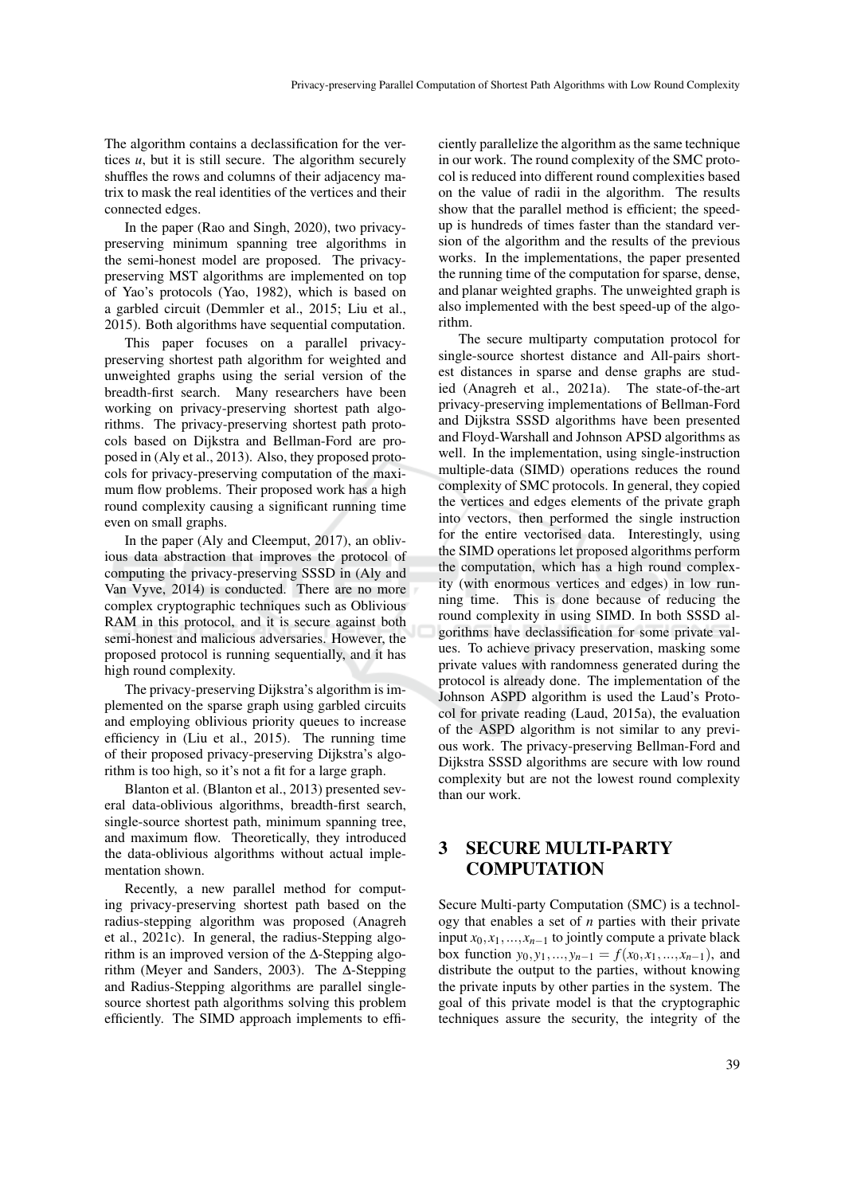The algorithm contains a declassification for the vertices $u$, but it is still secure. The algorithm securely shuffles the rows and columns of their adjacency matrix to mask the real identities of the vertices and their connected edges.

In the paper (Rao and Singh, 2020), two privacy-preserving minimum spanning tree algorithms in the semi-honest model are proposed. The privacy-preserving MST algorithms are implemented on top of Yao's protocols (Yao, 1982), which is based on a garbled circuit (Demmler et al., 2015; Liu et al., 2015). Both algorithms have sequential computation.

This paper focuses on a parallel privacy-preserving shortest path algorithm for weighted and unweighted graphs using the serial version of the breadth-first search. Many researchers have been working on privacy-preserving shortest path algorithms. The privacy-preserving shortest path protocols based on Dijkstra and Bellman-Ford are proposed in (Aly et al., 2013). Also, they proposed protocols for privacy-preserving computation of the maximum flow problems. Their proposed work has a high round complexity causing a significant running time even on small graphs.

In the paper (Aly and Cleemput, 2017), an oblivious data abstraction that improves the protocol of computing the privacy-preserving SSSD in (Aly and Van Vyve, 2014) is conducted. There are no more complex cryptographic techniques such as Oblivious RAM in this protocol, and it is secure against both semi-honest and malicious adversaries. However, the proposed protocol is running sequentially, and it has high round complexity.

The privacy-preserving Dijkstra's algorithm is implemented on the sparse graph using garbled circuits and employing oblivious priority queues to increase efficiency in (Liu et al., 2015). The running time of their proposed privacy-preserving Dijkstra's algorithm is too high, so it's not a fit for a large graph.

Blanton et al. (Blanton et al., 2013) presented several data-oblivious algorithms, breadth-first search, single-source shortest path, minimum spanning tree, and maximum flow. Theoretically, they introduced the data-oblivious algorithms without actual implementation shown.

Recently, a new parallel method for computing privacy-preserving shortest path based on the radius-stepping algorithm was proposed (Anagreh et al., 2021c). In general, the radius-Stepping algorithm is an improved version of the $\Delta$-Stepping algorithm (Meyer and Sanders, 2003). The $\Delta$-Stepping and Radius-Stepping algorithms are parallel single-source shortest path algorithms solving this problem efficiently. The SIMD approach implements to efficiently parallelize the algorithm as the same technique in our work. The round complexity of the SMC protocol is reduced into different round complexities based on the value of radii in the algorithm. The results show that the parallel method is efficient; the speed-up is hundreds of times faster than the standard version of the algorithm and the results of the previous works. In the implementations, the paper presented the running time of the computation for sparse, dense, and planar weighted graphs. The unweighted graph is also implemented with the best speed-up of the algorithm.

The secure multiparty computation protocol for single-source shortest distance and All-pairs shortest distances in sparse and dense graphs are studied (Anagreh et al., 2021a). The state-of-the-art privacy-preserving implementations of Bellman-Ford and Dijkstra SSSD algorithms have been presented and Floyd-Warshall and Johnson APSD algorithms as well. In the implementation, using single-instruction multiple-data (SIMD) operations reduces the round complexity of SMC protocols. In general, they copied the vertices and edges elements of the private graph into vectors, then performed the single instruction for the entire vectorised data. Interestingly, using the SIMD operations let proposed algorithms perform the computation, which has a high round complexity (with enormous vertices and edges) in low running time. This is done because of reducing the round complexity in using SIMD. In both SSSD algorithms have declassification for some private values. To achieve privacy preservation, masking some private values with randomness generated during the protocol is already done. The implementation of the Johnson ASPD algorithm is used the Laud's Protocol for private reading (Laud, 2015a), the evaluation of the ASPD algorithm is not similar to any previous work. The privacy-preserving Bellman-Ford and Dijkstra SSSD algorithms are secure with low round complexity but are not the lowest round complexity than our work.

# 3 SECURE MULTI-PARTY COMPUTATION

Secure Multi-party Computation (SMC) is a technology that enables a set of $n$ parties with their private input $x_0, x_1, ..., x_{n-1}$ to jointly compute a private black box function $y_0, y_1, ..., y_{n-1} = f(x_0, x_1, ..., x_{n-1})$, and distribute the output to the parties, without knowing the private inputs by other parties in the system. The goal of this private model is that the cryptographic techniques assure the security, the integrity of the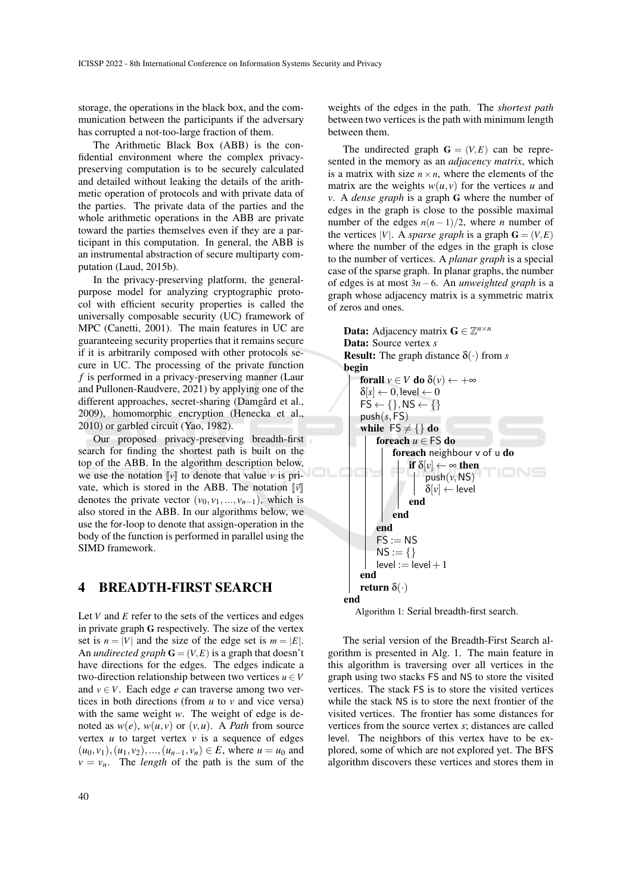storage, the operations in the black box, and the communication between the participants if the adversary has corrupted a not-too-large fraction of them.

The Arithmetic Black Box (ABB) is the confidential environment where the complex privacy-preserving computation is to be securely calculated and detailed without leaking the details of the arithmetic operation of protocols and with private data of the parties. The private data of the parties and the whole arithmetic operations in the ABB are private toward the parties themselves even if they are a participant in this computation. In general, the ABB is an instrumental abstraction of secure multiparty computation (Laud, 2015b).

In the privacy-preserving platform, the general-purpose model for analyzing cryptographic protocol with efficient security properties is called the universally composable security (UC) framework of MPC (Canetti, 2001). The main features in UC are guaranteeing security properties that it remains secure if it is arbitrarily composed with other protocols secure in UC. The processing of the private function $f$ is performed in a privacy-preserving manner (Laur and Pullonen-Raudvere, 2021) by applying one of the different approaches, secret-sharing (Damgård et al., 2009), homomorphic encryption (Henecka et al., 2010) or garbled circuit (Yao, 1982).

Our proposed privacy-preserving breadth-first search for finding the shortest path is built on the top of the ABB. In the algorithm description below, we use the notation $[\![v]\!]$ to denote that value $v$ is private, which is stored in the ABB. The notation $[\![\vec{v}]\!]$ denotes the private vector $(v_0, v_1, ..., v_{n-1})$, which is also stored in the ABB. In our algorithms below, we use the for-loop to denote that assign-operation in the body of the function is performed in parallel using the SIMD framework.

# 4 BREADTH-FIRST SEARCH

Let $V$ and $E$ refer to the sets of the vertices and edges in private graph **G** respectively. The size of the vertex set is $n = |V|$ and the size of the edge set is $m = |E|$. An *undirected graph* $\mathbf{G} = (V, E)$ is a graph that doesn't have directions for the edges. The edges indicate a two-direction relationship between two vertices $u \in V$ and $v \in V$. Each edge $e$ can traverse among two vertices in both directions (from $u$ to $v$ and vice versa) with the same weight $w$. The weight of edge is denoted as $w(e)$, $w(u,v)$ or $(v,u)$. A *Path* from source vertex $u$ to target vertex $v$ is a sequence of edges $(u_0, v_1), (u_1, v_2), ..., (u_{n-1}, v_n) \in E$, where $u = u_0$ and $v = v_n$. The *length* of the path is the sum of the weights of the edges in the path. The *shortest path* between two vertices is the path with minimum length between them.

The undirected graph $\mathbf{G} = (V, E)$ can be represented in the memory as an *adjacency matrix*, which is a matrix with size $n \times n$, where the elements of the matrix are the weights $w(u, v)$ for the vertices $u$ and $v$. A *dense graph* is a graph **G** where the number of edges in the graph is close to the possible maximal number of the edges $n(n-1)/2$, where $n$ number of the vertices $|V|$. A *sparse graph* is a graph $\mathbf{G} = (V, E)$ where the number of the edges in the graph is close to the number of vertices. A *planar graph* is a special case of the sparse graph. In planar graphs, the number of edges is at most $3n - 6$. An *unweighted graph* is a graph whose adjacency matrix is a symmetric matrix of zeros and ones.

```
Data: Adjacency matrix G ∈ Z^{n×n}
Data: Source vertex s
Result: The graph distance δ(·) from s
begin
    forall v ∈ V do δ(v) ← +∞
    δ[s] ← 0, level ← 0
    FS ← {}, NS ← {}
    push(s, FS)
    while FS ≠ {} do
        foreach u ∈ FS do
            foreach neighbour v of u do
                if δ[v] ← ∞ then
                    push(v, NS)
                    δ[v] ← level
                end
            end
        end
        FS := NS
        NS := {}
        level := level + 1
    end
    return δ(·)
end
```

Algorithm 1: Serial breadth-first search.

The serial version of the Breadth-First Search algorithm is presented in Alg. 1. The main feature in this algorithm is traversing over all vertices in the graph using two stacks FS and NS to store the visited vertices. The stack FS is to store the visited vertices while the stack NS is to store the next frontier of the visited vertices. The frontier has some distances for vertices from the source vertex $s$; distances are called level. The neighbors of this vertex have to be explored, some of which are not explored yet. The BFS algorithm discovers these vertices and stores them in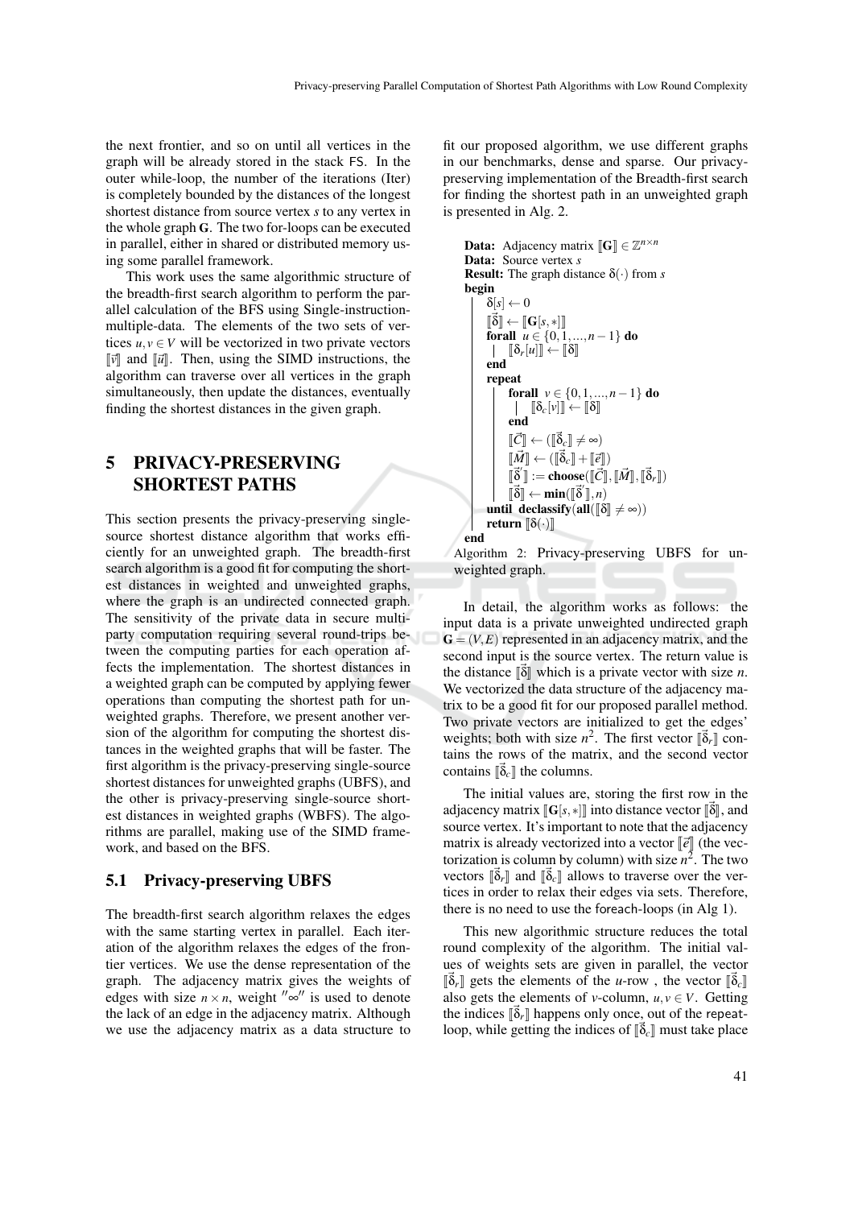the next frontier, and so on until all vertices in the graph will be already stored in the stack FS. In the outer while-loop, the number of the iterations (Iter) is completely bounded by the distances of the longest shortest distance from source vertex $s$ to any vertex in the whole graph $\mathbf{G}$. The two for-loops can be executed in parallel, either in shared or distributed memory using some parallel framework.

This work uses the same algorithmic structure of the breadth-first search algorithm to perform the parallel calculation of the BFS using Single-instruction-multiple-data. The elements of the two sets of vertices $u, v \in V$ will be vectorized in two private vectors $[\![\vec{v}]\!]$ and $[\![\vec{u}]\!]$. Then, using the SIMD instructions, the algorithm can traverse over all vertices in the graph simultaneously, then update the distances, eventually finding the shortest distances in the given graph.

# 5 PRIVACY-PRESERVING SHORTEST PATHS

This section presents the privacy-preserving single-source shortest distance algorithm that works efficiently for an unweighted graph. The breadth-first search algorithm is a good fit for computing the shortest distances in weighted and unweighted graphs, where the graph is an undirected connected graph. The sensitivity of the private data in secure multi-party computation requiring several round-trips between the computing parties for each operation affects the implementation. The shortest distances in a weighted graph can be computed by applying fewer operations than computing the shortest path for unweighted graphs. Therefore, we present another version of the algorithm for computing the shortest distances in the weighted graphs that will be faster. The first algorithm is the privacy-preserving single-source shortest distances for unweighted graphs (UBFS), and the other is privacy-preserving single-source shortest distances in weighted graphs (WBFS). The algorithms are parallel, making use of the SIMD framework, and based on the BFS.

## 5.1 Privacy-preserving UBFS

The breadth-first search algorithm relaxes the edges with the same starting vertex in parallel. Each iteration of the algorithm relaxes the edges of the frontier vertices. We use the dense representation of the graph. The adjacency matrix gives the weights of edges with size $n \times n$, weight $''\infty''$ is used to denote the lack of an edge in the adjacency matrix. Although we use the adjacency matrix as a data structure to fit our proposed algorithm, we use different graphs in our benchmarks, dense and sparse. Our privacy-preserving implementation of the Breadth-first search for finding the shortest path in an unweighted graph is presented in Alg. 2.

```
Data: Adjacency matrix [[G]] ∈ Z^{n×n}
Data: Source vertex s
Result: The graph distance δ(·) from s
begin
    δ[s] ← 0
    [[δ⃗]] ← [[G[s,*]]]
    forall u ∈ {0,1,...,n−1} do
        [[δ_r[u]]] ← [[δ]]
    end
    repeat
        forall v ∈ {0,1,...,n−1} do
            [[δ_c[v]]] ← [[δ]]
        end
        [[C⃗]] ← ([[δ⃗_c]] ≠ ∞)
        [[M⃗]] ← ([[δ⃗_c]] + [[e⃗]])
        [[δ⃗']] := choose([[C⃗]], [[M⃗]], [[δ⃗_r]])
        [[δ⃗]] ← min([[δ⃗']], n)
    until declassify(all([[δ]] ≠ ∞))
    return [[δ(·)]]
end
```

Algorithm 2: Privacy-preserving UBFS for unweighted graph.

In detail, the algorithm works as follows: the input data is a private unweighted undirected graph $\mathbf{G} = (V, E)$ represented in an adjacency matrix, and the second input is the source vertex. The return value is the distance $[\![\vec{\delta}]\!]$ which is a private vector with size $n$. We vectorized the data structure of the adjacency matrix to be a good fit for our proposed parallel method. Two private vectors are initialized to get the edges' weights; both with size $n^2$. The first vector $[\![\vec{\delta}_r]\!]$ contains the rows of the matrix, and the second vector contains $[\![\vec{\delta}_c]\!]$ the columns.

The initial values are, storing the first row in the adjacency matrix $[\![\mathbf{G}[s,*]]\!]$ into distance vector $[\![\vec{\delta}]\!]$, and source vertex. It's important to note that the adjacency matrix is already vectorized into a vector $[\![\vec{e}]\!]$ (the vectorization is column by column) with size $n^2$. The two vectors $[\![\vec{\delta}_r]\!]$ and $[\![\vec{\delta}_c]\!]$ allows to traverse over the vertices in order to relax their edges via sets. Therefore, there is no need to use the foreach-loops (in Alg 1).

This new algorithmic structure reduces the total round complexity of the algorithm. The initial values of weights sets are given in parallel, the vector $[\![\vec{\delta}_r]\!]$ gets the elements of the $u$-row , the vector $[\![\vec{\delta}_c]\!]$ also gets the elements of $v$-column, $u, v \in V$. Getting the indices $[\![\vec{\delta}_r]\!]$ happens only once, out of the repeat-loop, while getting the indices of $[\![\vec{\delta}_c]\!]$ must take place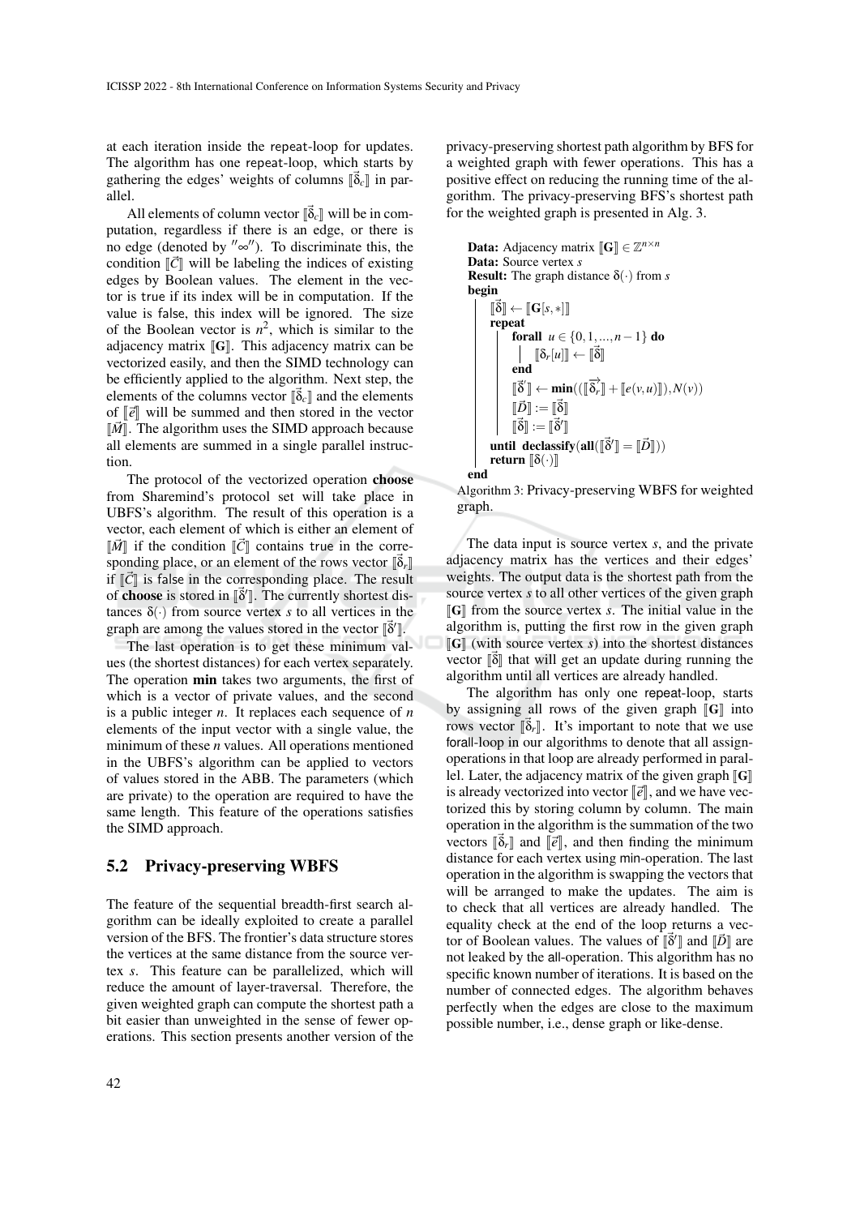at each iteration inside the repeat-loop for updates. The algorithm has one repeat-loop, which starts by gathering the edges' weights of columns $[\![\vec{\delta}_c]\!]$ in parallel.

All elements of column vector $[\![\vec{\delta}_c]\!]$ will be in computation, regardless if there is an edge, or there is no edge (denoted by $''\infty''$). To discriminate this, the condition $[\![\vec{C}]\!]$ will be labeling the indices of existing edges by Boolean values. The element in the vector is true if its index will be in computation. If the value is false, this index will be ignored. The size of the Boolean vector is $n^2$, which is similar to the adjacency matrix $[\![\mathbf{G}]\!]$. This adjacency matrix can be vectorized easily, and then the SIMD technology can be efficiently applied to the algorithm. Next step, the elements of the columns vector $[\![\vec{\delta}_c]\!]$ and the elements of $[\![\vec{e}]\!]$ will be summed and then stored in the vector $[\![\vec{M}]\!]$. The algorithm uses the SIMD approach because all elements are summed in a single parallel instruction.

The protocol of the vectorized operation **choose** from Sharemind's protocol set will take place in UBFS's algorithm. The result of this operation is a vector, each element of which is either an element of $[\![\vec{M}]\!]$ if the condition $[\![\vec{C}]\!]$ contains true in the corresponding place, or an element of the rows vector $[\![\vec{\delta}_r]\!]$ if $[\![\vec{C}]\!]$ is false in the corresponding place. The result of **choose** is stored in $[\![\vec{\delta}']\!]$. The currently shortest distances $\delta(\cdot)$ from source vertex $s$ to all vertices in the graph are among the values stored in the vector $[\![\vec{\delta}']\!]$.

The last operation is to get these minimum values (the shortest distances) for each vertex separately. The operation **min** takes two arguments, the first of which is a vector of private values, and the second is a public integer $n$. It replaces each sequence of $n$ elements of the input vector with a single value, the minimum of these $n$ values. All operations mentioned in the UBFS's algorithm can be applied to vectors of values stored in the ABB. The parameters (which are private) to the operation are required to have the same length. This feature of the operations satisfies the SIMD approach.

## 5.2 Privacy-preserving WBFS

The feature of the sequential breadth-first search algorithm can be ideally exploited to create a parallel version of the BFS. The frontier's data structure stores the vertices at the same distance from the source vertex $s$. This feature can be parallelized, which will reduce the amount of layer-traversal. Therefore, the given weighted graph can compute the shortest path a bit easier than unweighted in the sense of fewer operations. This section presents another version of the privacy-preserving shortest path algorithm by BFS for a weighted graph with fewer operations. This has a positive effect on reducing the running time of the algorithm. The privacy-preserving BFS's shortest path for the weighted graph is presented in Alg. 3.

```
Data: Adjacency matrix [[G]] ∈ Z^{n×n}
Data: Source vertex s
Result: The graph distance δ(·) from s
begin
    [[δ⃗]] ← [[G[s,∗]]]
    repeat
        forall u ∈ {0,1,...,n−1} do
            [[δ_r[u]]] ← [[δ⃗]]
        end
        [[δ⃗']] ← min(([[δ⃗_r]] + [[e(v,u)]]), N(v))
        [[D⃗]] := [[δ⃗]]
        [[δ⃗]] := [[δ⃗']]
    until declassify(all([[δ⃗']] = [[D⃗]]))
    return [[δ(·)]]
end
```

Algorithm 3: Privacy-preserving WBFS for weighted graph.

The data input is source vertex $s$, and the private adjacency matrix has the vertices and their edges' weights. The output data is the shortest path from the source vertex $s$ to all other vertices of the given graph $[\![\mathbf{G}]\!]$ from the source vertex $s$. The initial value in the algorithm is, putting the first row in the given graph $[\![\mathbf{G}]\!]$ (with source vertex $s$) into the shortest distances vector $[\![\vec{\delta}]\!]$ that will get an update during running the algorithm until all vertices are already handled.

The algorithm has only one repeat-loop, starts by assigning all rows of the given graph $[\![\mathbf{G}]\!]$ into rows vector $[\![\vec{\delta}_r]\!]$. It's important to note that we use forall-loop in our algorithms to denote that all assign-operations in that loop are already performed in parallel. Later, the adjacency matrix of the given graph $[\![\mathbf{G}]\!]$ is already vectorized into vector $[\![\vec{e}]\!]$, and we have vectorized this by storing column by column. The main operation in the algorithm is the summation of the two vectors $[\![\vec{\delta}_r]\!]$ and $[\![\vec{e}]\!]$, and then finding the minimum distance for each vertex using min-operation. The last operation in the algorithm is swapping the vectors that will be arranged to make the updates. The aim is to check that all vertices are already handled. The equality check at the end of the loop returns a vector of Boolean values. The values of $[\![\vec{\delta}']\!]$ and $[\![\vec{D}]\!]$ are not leaked by the all-operation. This algorithm has no specific known number of iterations. It is based on the number of connected edges. The algorithm behaves perfectly when the edges are close to the maximum possible number, i.e., dense graph or like-dense.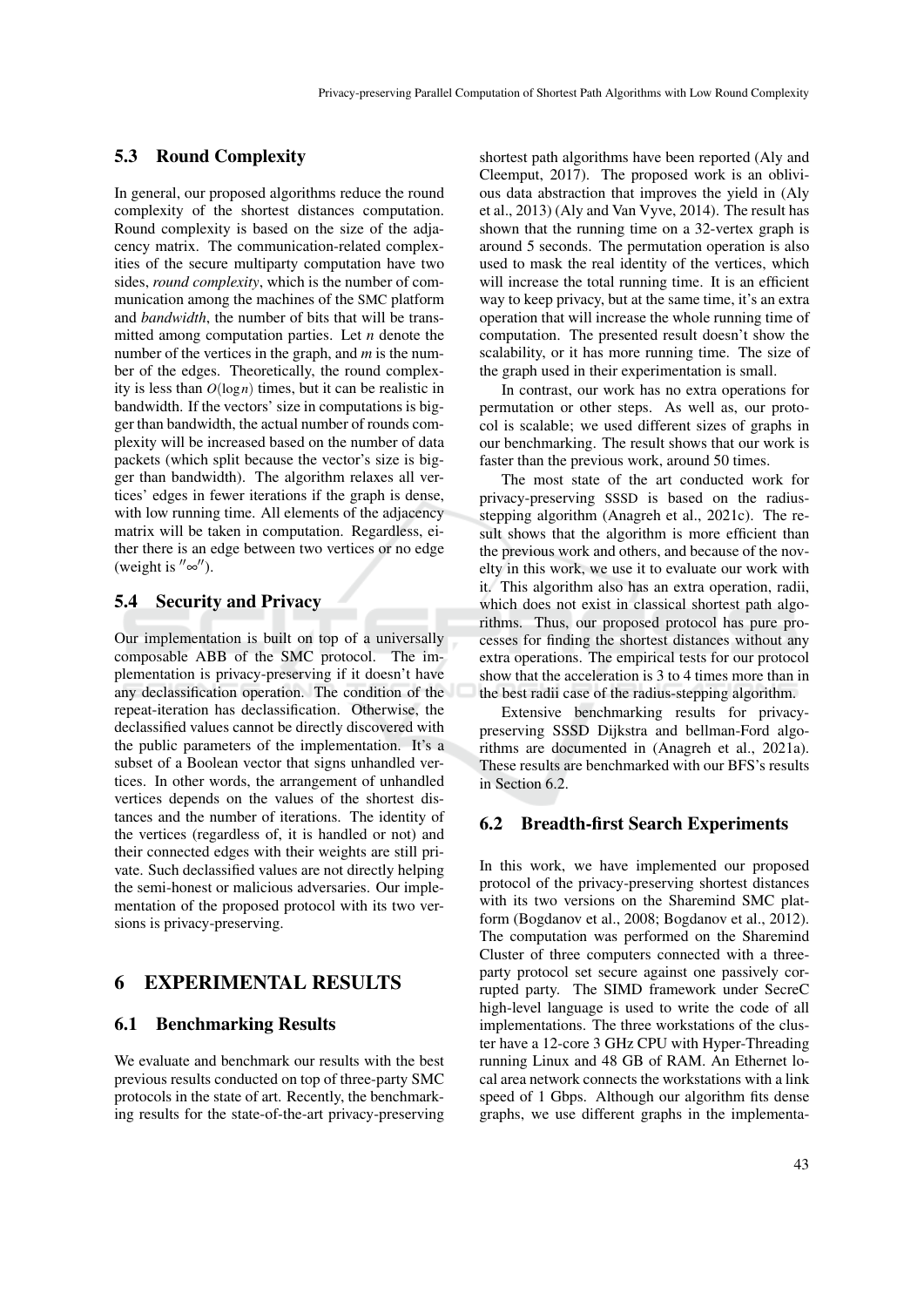### 5.3 Round Complexity

In general, our proposed algorithms reduce the round complexity of the shortest distances computation. Round complexity is based on the size of the adjacency matrix. The communication-related complexities of the secure multiparty computation have two sides, *round complexity*, which is the number of communication among the machines of the SMC platform and *bandwidth*, the number of bits that will be transmitted among computation parties. Let $n$ denote the number of the vertices in the graph, and $m$ is the number of the edges. Theoretically, the round complexity is less than $O(\log n)$ times, but it can be realistic in bandwidth. If the vectors' size in computations is bigger than bandwidth, the actual number of rounds complexity will be increased based on the number of data packets (which split because the vector's size is bigger than bandwidth). The algorithm relaxes all vertices' edges in fewer iterations if the graph is dense, with low running time. All elements of the adjacency matrix will be taken in computation. Regardless, either there is an edge between two vertices or no edge (weight is $''\infty''$).

### 5.4 Security and Privacy

Our implementation is built on top of a universally composable ABB of the SMC protocol. The implementation is privacy-preserving if it doesn't have any declassification operation. The condition of the repeat-iteration has declassification. Otherwise, the declassified values cannot be directly discovered with the public parameters of the implementation. It's a subset of a Boolean vector that signs unhandled vertices. In other words, the arrangement of unhandled vertices depends on the values of the shortest distances and the number of iterations. The identity of the vertices (regardless of, it is handled or not) and their connected edges with their weights are still private. Such declassified values are not directly helping the semi-honest or malicious adversaries. Our implementation of the proposed protocol with its two versions is privacy-preserving.

## 6 EXPERIMENTAL RESULTS

### 6.1 Benchmarking Results

We evaluate and benchmark our results with the best previous results conducted on top of three-party SMC protocols in the state of art. Recently, the benchmarking results for the state-of-the-art privacy-preserving shortest path algorithms have been reported (Aly and Cleemput, 2017). The proposed work is an oblivious data abstraction that improves the yield in (Aly et al., 2013) (Aly and Van Vyve, 2014). The result has shown that the running time on a 32-vertex graph is around 5 seconds. The permutation operation is also used to mask the real identity of the vertices, which will increase the total running time. It is an efficient way to keep privacy, but at the same time, it's an extra operation that will increase the whole running time of computation. The presented result doesn't show the scalability, or it has more running time. The size of the graph used in their experimentation is small.

In contrast, our work has no extra operations for permutation or other steps. As well as, our protocol is scalable; we used different sizes of graphs in our benchmarking. The result shows that our work is faster than the previous work, around 50 times.

The most state of the art conducted work for privacy-preserving SSSD is based on the radius-stepping algorithm (Anagreh et al., 2021c). The result shows that the algorithm is more efficient than the previous work and others, and because of the novelty in this work, we use it to evaluate our work with it. This algorithm also has an extra operation, radii, which does not exist in classical shortest path algorithms. Thus, our proposed protocol has pure processes for finding the shortest distances without any extra operations. The empirical tests for our protocol show that the acceleration is 3 to 4 times more than in the best radii case of the radius-stepping algorithm.

Extensive benchmarking results for privacy-preserving SSSD Dijkstra and bellman-Ford algorithms are documented in (Anagreh et al., 2021a). These results are benchmarked with our BFS's results in Section 6.2.

### 6.2 Breadth-first Search Experiments

In this work, we have implemented our proposed protocol of the privacy-preserving shortest distances with its two versions on the Sharemind SMC platform (Bogdanov et al., 2008; Bogdanov et al., 2012). The computation was performed on the Sharemind Cluster of three computers connected with a three-party protocol set secure against one passively corrupted party. The SIMD framework under SecreC high-level language is used to write the code of all implementations. The three workstations of the cluster have a 12-core 3 GHz CPU with Hyper-Threading running Linux and 48 GB of RAM. An Ethernet local area network connects the workstations with a link speed of 1 Gbps. Although our algorithm fits dense graphs, we use different graphs in the implementa-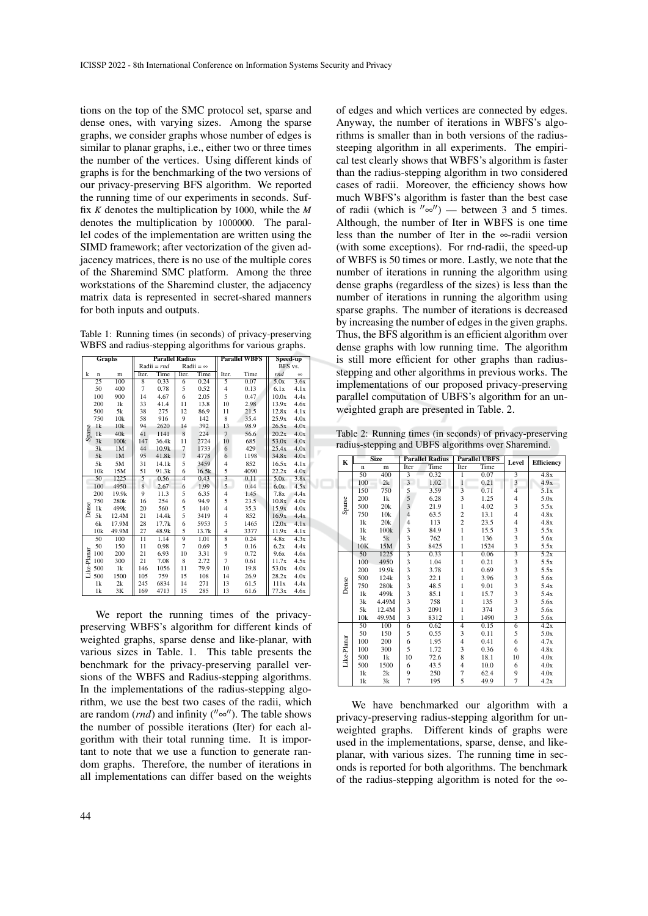tions on the top of the SMC protocol set, sparse and dense ones, with varying sizes. Among the sparse graphs, we consider graphs whose number of edges is similar to planar graphs, i.e., either two or three times the number of the vertices. Using different kinds of graphs is for the benchmarking of the two versions of our privacy-preserving BFS algorithm. We reported the running time of our experiments in seconds. Suffix *K* denotes the multiplication by 1000, while the *M* denotes the multiplication by 1000000. The parallel codes of the implementation are written using the SIMD framework; after vectorization of the given adjacency matrices, there is no use of the multiple cores of the Sharemind SMC platform. Among the three workstations of the Sharemind cluster, the adjacency matrix data is represented in secret-shared manners for both inputs and outputs.

Table 1: Running times (in seconds) of privacy-preserving WBFS and radius-stepping algorithms for various graphs.

| Graphs | | | Parallel Radius | | | | Parallel WBFS | | Speed-up BFS vs. | |
|---|---|---|---|---|---|---|---|---|---|---|
| | | | Radii = *rnd* | | Radii = ∞ | | | | | |
| k | n | m | Iter. | Time | Iter. | Time | Iter. | Time | *rnd* | ∞ |
| Sparse | 25 | 100 | 8 | 0.33 | 6 | 0.24 | 5 | 0.07 | 5.0x | 3.6x |
| | 50 | 400 | 7 | 0.78 | 5 | 0.52 | 4 | 0.13 | 6.1x | 4.1x |
| | 100 | 900 | 14 | 4.67 | 6 | 2.05 | 5 | 0.47 | 10.0x | 4.4x |
| | 200 | 1k | 33 | 41.4 | 11 | 13.8 | 10 | 2.98 | 13.9x | 4.6x |
| | 500 | 5k | 38 | 275 | 12 | 86.9 | 11 | 21.5 | 12.8x | 4.1x |
| | 750 | 10k | 58 | 916 | 9 | 142 | 8 | 35.4 | 25.9x | 4.0x |
| | 1k | 10k | 94 | 2620 | 14 | 392 | 13 | 98.9 | 26.5x | 4.0x |
| | 1k | 40k | 41 | 1141 | 8 | 224 | 7 | 56.6 | 20.2x | 4.0x |
| | 3k | 100k | 147 | 36.4k | 11 | 2724 | 10 | 685 | 53.0x | 4.0x |
| | 3k | 1M | 44 | 10.9k | 7 | 1733 | 6 | 429 | 25.4x | 4.0x |
| | 5k | 1M | 95 | 41.8k | 7 | 4778 | 6 | 1198 | 34.8x | 4.0x |
| | 5k | 5M | 31 | 14.1k | 5 | 3459 | 4 | 852 | 16.5x | 4.1x |
| | 10k | 15M | 51 | 91.3k | 6 | 16.5k | 5 | 4090 | 22.2x | 4.0x |
| Dense | 50 | 1225 | 5 | 0.56 | 4 | 0.43 | 3 | 0.11 | 5.0x | 3.8x |
| | 100 | 4950 | 8 | 2.67 | 6 | 1.99 | 5 | 0.44 | 6.0x | 4.5x |
| | 200 | 19.9k | 9 | 11.3 | 5 | 6.35 | 4 | 1.45 | 7.8x | 4.4x |
| | 750 | 280k | 16 | 254 | 6 | 94.9 | 5 | 23.5 | 10.8x | 4.0x |
| | 1k | 499k | 20 | 560 | 5 | 140 | 4 | 35.3 | 15.9x | 4.0x |
| | 5k | 12.4M | 21 | 14.4k | 5 | 3419 | 4 | 852 | 16.9x | 4.4x |
| | 6k | 17.9M | 28 | 17.7k | 6 | 5953 | 5 | 1465 | 12.0x | 4.1x |
| | 10k | 49.9M | 27 | 48.9k | 5 | 13.7k | 4 | 3377 | 11.9x | 4.1x |
| Like-Planar | 50 | 100 | 11 | 1.14 | 9 | 1.01 | 8 | 0.24 | 4.8x | 4.3x |
| | 50 | 150 | 11 | 0.98 | 7 | 0.69 | 5 | 0.16 | 6.2x | 4.4x |
| | 100 | 200 | 21 | 6.93 | 10 | 3.31 | 9 | 0.72 | 9.6x | 4.6x |
| | 100 | 300 | 21 | 7.08 | 8 | 2.72 | 7 | 0.61 | 11.7x | 4.5x |
| | 500 | 1k | 146 | 1056 | 11 | 79.9 | 10 | 19.8 | 53.0x | 4.0x |
| | 500 | 1500 | 105 | 759 | 15 | 108 | 14 | 26.9 | 28.2x | 4.0x |
| | 1k | 2k | 245 | 6834 | 14 | 271 | 13 | 61.5 | 111x | 4.4x |
| | 1k | 3K | 169 | 4713 | 15 | 285 | 13 | 61.6 | 77.3x | 4.6x |

We report the running times of the privacy-preserving WBFS's algorithm for different kinds of weighted graphs, sparse dense and like-planar, with various sizes in Table. 1. This table presents the benchmark for the privacy-preserving parallel versions of the WBFS and Radius-stepping algorithms. In the implementations of the radius-stepping algorithm, we use the best two cases of the radii, which are random (*rnd*) and infinity ("∞"). The table shows the number of possible iterations (Iter) for each algorithm with their total running time. It is important to note that we use a function to generate random graphs. Therefore, the number of iterations in all implementations can differ based on the weights of edges and which vertices are connected by edges. Anyway, the number of iterations in WBFS's algorithms is smaller than in both versions of the radius-steeping algorithm in all experiments. The empirical test clearly shows that WBFS's algorithm is faster than the radius-stepping algorithm in two considered cases of radii. Moreover, the efficiency shows how much WBFS's algorithm is faster than the best case of radii (which is "∞") — between 3 and 5 times. Although, the number of Iter in WBFS is one time less than the number of Iter in the ∞-radii version (with some exceptions). For rnd-radii, the speed-up of WBFS is 50 times or more. Lastly, we note that the number of iterations in running the algorithm using dense graphs (regardless of the sizes) is less than the number of iterations in running the algorithm using sparse graphs. The number of iterations is decreased by increasing the number of edges in the given graphs. Thus, the BFS algorithm is an efficient algorithm over dense graphs with low running time. The algorithm is still more efficient for other graphs than radius-stepping and other algorithms in previous works. The implementations of our proposed privacy-preserving parallel computation of UBFS's algorithm for an unweighted graph are presented in Table. 2.

Table 2: Running times (in seconds) of privacy-preserving radius-stepping and UBFS algorithms over Sharemind.

| K | Size | | Parallel Radius | | Parallel UBFS | | Level | Efficiency |
|---|---|---|---|---|---|---|---|---|
| | n | m | Iter | Time | Iter | Time | | |
| Sparse | 50 | 400 | 3 | 0.32 | 1 | 0.07 | 3 | 4.8x |
| | 100 | 2k | 3 | 1.02 | 1 | 0.21 | 3 | 4.9x |
| | 150 | 750 | 5 | 3.59 | 3 | 0.71 | 4 | 5.1x |
| | 200 | 1k | 5 | 6.28 | 3 | 1.25 | 4 | 5.0x |
| | 500 | 20k | 3 | 21.9 | 1 | 4.02 | 3 | 5.5x |
| | 750 | 10k | 4 | 63.5 | 2 | 13.1 | 4 | 4.8x |
| | 1k | 20k | 4 | 113 | 2 | 23.5 | 4 | 4.8x |
| | 1k | 100k | 3 | 84.9 | 1 | 15.5 | 3 | 5.5x |
| | 3k | 5k | 3 | 762 | 1 | 136 | 3 | 5.6x |
| | 10K | 15M | 3 | 8425 | 1 | 1524 | 3 | 5.5x |
| Dense | 50 | 1225 | 3 | 0.33 | 1 | 0.06 | 3 | 5.2x |
| | 100 | 4950 | 3 | 1.04 | 1 | 0.21 | 3 | 5.5x |
| | 200 | 19.9k | 3 | 3.78 | 1 | 0.69 | 3 | 5.5x |
| | 500 | 124k | 3 | 22.1 | 1 | 3.96 | 3 | 5.6x |
| | 750 | 280k | 3 | 48.5 | 1 | 9.01 | 3 | 5.4x |
| | 1k | 499k | 3 | 85.1 | 1 | 15.7 | 3 | 5.4x |
| | 3k | 4.49M | 3 | 758 | 1 | 135 | 3 | 5.6x |
| | 5k | 12.4M | 3 | 2091 | 1 | 374 | 3 | 5.6x |
| | 10k | 49.9M | 3 | 8312 | 1 | 1490 | 3 | 5.6x |
| Like-Planar | 50 | 100 | 6 | 0.62 | 4 | 0.15 | 6 | 4.2x |
| | 50 | 150 | 5 | 0.55 | 3 | 0.11 | 5 | 5.0x |
| | 100 | 200 | 6 | 1.95 | 4 | 0.41 | 6 | 4.7x |
| | 100 | 300 | 5 | 1.72 | 3 | 0.36 | 6 | 4.8x |
| | 500 | 1k | 10 | 72.6 | 8 | 18.1 | 10 | 4.0x |
| | 500 | 1500 | 6 | 43.5 | 4 | 10.0 | 6 | 4.0x |
| | 1k | 2k | 9 | 250 | 7 | 62.4 | 9 | 4.0x |
| | 1k | 3k | 7 | 195 | 5 | 49.9 | 7 | 4.2x |

We have benchmarked our algorithm with a privacy-preserving radius-stepping algorithm for unweighted graphs. Different kinds of graphs were used in the implementations, sparse, dense, and like-planar, with various sizes. The running time in seconds is reported for both algorithms. The benchmark of the radius-stepping algorithm is noted for the ∞-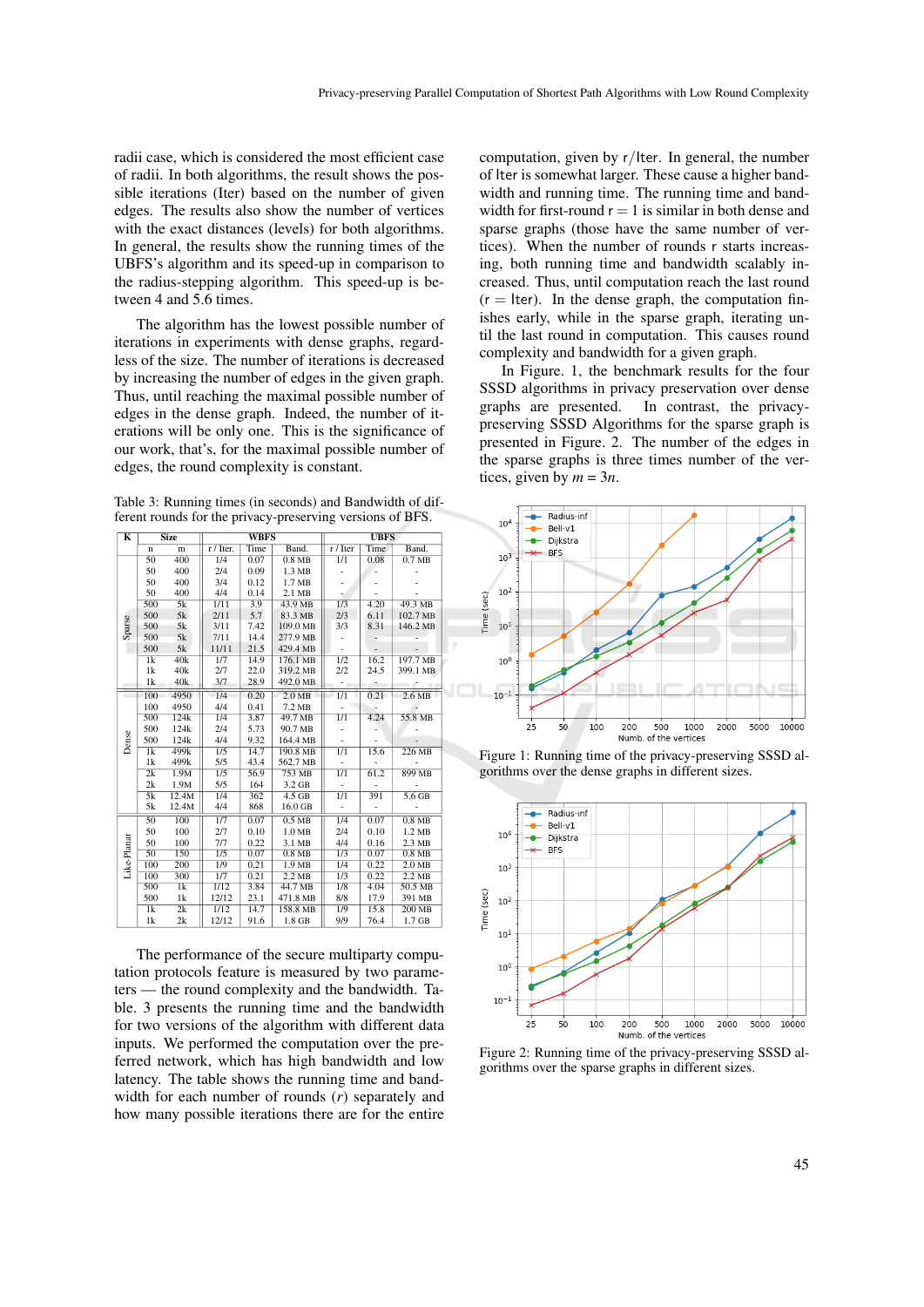radii case, which is considered the most efficient case of radii. In both algorithms, the result shows the possible iterations (Iter) based on the number of given edges. The results also show the number of vertices with the exact distances (levels) for both algorithms. In general, the results show the running times of the UBFS's algorithm and its speed-up in comparison to the radius-stepping algorithm. This speed-up is between 4 and 5.6 times.

The algorithm has the lowest possible number of iterations in experiments with dense graphs, regardless of the size. The number of iterations is decreased by increasing the number of edges in the given graph. Thus, until reaching the maximal possible number of edges in the dense graph. Indeed, the number of iterations will be only one. This is the significance of our work, that's, for the maximal possible number of edges, the round complexity is constant.

Table 3: Running times (in seconds) and Bandwidth of different rounds for the privacy-preserving versions of BFS.

| K | Size | | WBFS | | | UBFS | | |
|---|---|---|---|---|---|---|---|---|
| | n | m | r / Iter. | Time | Band. | r / Iter | Time | Band. |
| Sparse | 50 | 400 | 1/4 | 0.07 | 0.8 MB | 1/1 | 0.08 | 0.7 MB |
| | 50 | 400 | 2/4 | 0.09 | 1.3 MB | - | - | - |
| | 50 | 400 | 3/4 | 0.12 | 1.7 MB | - | - | - |
| | 50 | 400 | 4/4 | 0.14 | 2.1 MB | - | - | - |
| | 500 | 5k | 1/11 | 3.9 | 43.9 MB | 1/3 | 4.20 | 49.3 MB |
| | 500 | 5k | 2/11 | 5.7 | 83.3 MB | 2/3 | 6.11 | 102.7 MB |
| | 500 | 5k | 3/11 | 7.42 | 109.0 MB | 3/3 | 8.31 | 146.2 MB |
| | 500 | 5k | 7/11 | 14.4 | 277.9 MB | - | - | - |
| | 500 | 5k | 11/11 | 21.5 | 429.4 MB | - | - | - |
| | 1k | 40k | 1/7 | 14.9 | 176.1 MB | 1/2 | 16.2 | 197.7 MB |
| | 1k | 40k | 2/7 | 22.0 | 319.2 MB | 2/2 | 24.5 | 399.1 MB |
| | 1k | 40k | 3/7 | 28.9 | 492.0 MB | - | - | - |
| Dense | 100 | 4950 | 1/4 | 0.20 | 2.0 MB | 1/1 | 0.21 | 2.6 MB |
| | 100 | 4950 | 4/4 | 0.41 | 7.2 MB | - | - | - |
| | 500 | 124k | 1/4 | 3.87 | 49.7 MB | 1/1 | 4.24 | 55.8 MB |
| | 500 | 124k | 2/4 | 5.73 | 90.7 MB | - | - | - |
| | 500 | 124k | 4/4 | 9.32 | 164.4 MB | - | - | - |
| | 1k | 499k | 1/5 | 14.7 | 190.8 MB | 1/1 | 15.6 | 226 MB |
| | 1k | 499k | 5/5 | 43.4 | 562.7 MB | - | - | - |
| | 2k | 1.9M | 1/5 | 56.9 | 753 MB | 1/1 | 61.2 | 899 MB |
| | 2k | 1.9M | 5/5 | 164 | 3.2 GB | - | - | - |
| | 5k | 12.4M | 1/4 | 362 | 4.5 GB | 1/1 | 391 | 5.6 GB |
| | 5k | 12.4M | 4/4 | 868 | 16.0 GB | - | - | - |
| Like-Planar | 50 | 100 | 1/7 | 0.07 | 0.5 MB | 1/4 | 0.07 | 0.8 MB |
| | 50 | 100 | 2/7 | 0.10 | 1.0 MB | 2/4 | 0.10 | 1.2 MB |
| | 50 | 100 | 7/7 | 0.22 | 3.1 MB | 4/4 | 0.16 | 2.3 MB |
| | 50 | 150 | 1/5 | 0.07 | 0.8 MB | 1/3 | 0.07 | 0.8 MB |
| | 100 | 200 | 1/9 | 0.21 | 1.9 MB | 1/4 | 0.22 | 2.0 MB |
| | 100 | 300 | 1/7 | 0.21 | 2.2 MB | 1/3 | 0.22 | 2.2 MB |
| | 500 | 1k | 1/12 | 3.84 | 44.7 MB | 1/8 | 4.04 | 50.5 MB |
| | 500 | 1k | 12/12 | 23.1 | 471.8 MB | 8/8 | 17.9 | 391 MB |
| | 1k | 2k | 1/12 | 14.7 | 158.8 MB | 1/9 | 15.8 | 200 MB |
| | 1k | 2k | 12/12 | 91.6 | 1.8 GB | 9/9 | 76.4 | 1.7 GB |

The performance of the secure multiparty computation protocols feature is measured by two parameters — the round complexity and the bandwidth. Table. 3 presents the running time and the bandwidth for two versions of the algorithm with different data inputs. We performed the computation over the preferred network, which has high bandwidth and low latency. The table shows the running time and bandwidth for each number of rounds ($r$) separately and how many possible iterations there are for the entire computation, given by r/Iter. In general, the number of Iter is somewhat larger. These cause a higher bandwidth and running time. The running time and bandwidth for first-round r = 1 is similar in both dense and sparse graphs (those have the same number of vertices). When the number of rounds r starts increasing, both running time and bandwidth scalably increased. Thus, until computation reach the last round (r = Iter). In the dense graph, the computation finishes early, while in the sparse graph, iterating until the last round in computation. This causes round complexity and bandwidth for a given graph.

In Figure. 1, the benchmark results for the four SSSD algorithms in privacy preservation over dense graphs are presented. In contrast, the privacy-preserving SSSD Algorithms for the sparse graph is presented in Figure. 2. The number of the edges in the sparse graphs is three times number of the vertices, given by $m = 3n$.

Figure 1: Running time of the privacy-preserving SSSD algorithms over the dense graphs in different sizes.

Figure 2: Running time of the privacy-preserving SSSD algorithms over the sparse graphs in different sizes.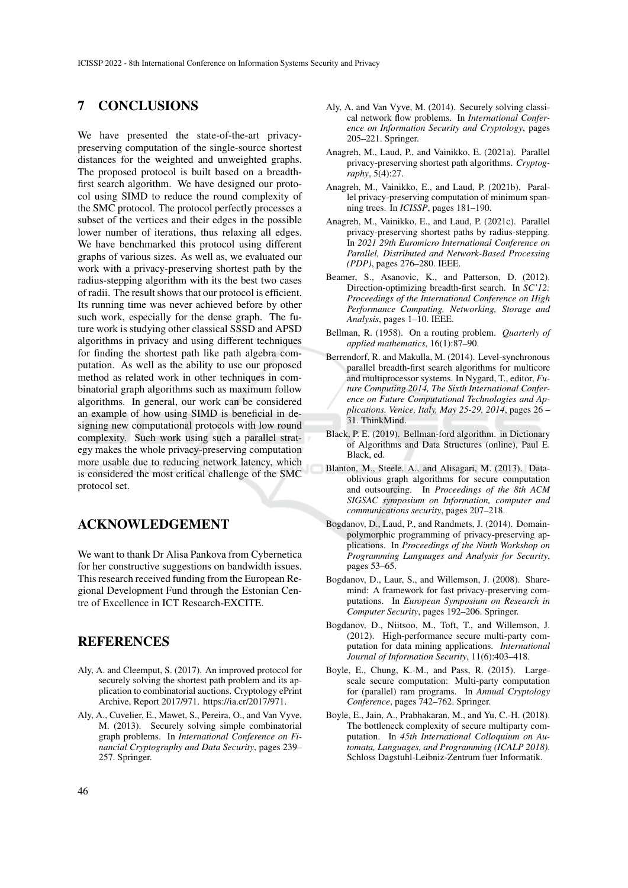## 7 CONCLUSIONS

We have presented the state-of-the-art privacy-preserving computation of the single-source shortest distances for the weighted and unweighted graphs. The proposed protocol is built based on a breadth-first search algorithm. We have designed our protocol using SIMD to reduce the round complexity of the SMC protocol. The protocol perfectly processes a subset of the vertices and their edges in the possible lower number of iterations, thus relaxing all edges. We have benchmarked this protocol using different graphs of various sizes. As well as, we evaluated our work with a privacy-preserving shortest path by the radius-stepping algorithm with its the best two cases of radii. The result shows that our protocol is efficient. Its running time was never achieved before by other such work, especially for the dense graph. The future work is studying other classical SSSD and APSD algorithms in privacy and using different techniques for finding the shortest path like path algebra computation. As well as the ability to use our proposed method as related work in other techniques in combinatorial graph algorithms such as maximum follow algorithms. In general, our work can be considered an example of how using SIMD is beneficial in designing new computational protocols with low round complexity. Such work using such a parallel strategy makes the whole privacy-preserving computation more usable due to reducing network latency, which is considered the most critical challenge of the SMC protocol set.

## ACKNOWLEDGEMENT

We want to thank Dr Alisa Pankova from Cybernetica for her constructive suggestions on bandwidth issues. This research received funding from the European Regional Development Fund through the Estonian Centre of Excellence in ICT Research-EXCITE.

## REFERENCES

Aly, A. and Cleemput, S. (2017). An improved protocol for securely solving the shortest path problem and its application to combinatorial auctions. Cryptology ePrint Archive, Report 2017/971. https://ia.cr/2017/971.

Aly, A., Cuvelier, E., Mawet, S., Pereira, O., and Van Vyve, M. (2013). Securely solving simple combinatorial graph problems. In *International Conference on Financial Cryptography and Data Security*, pages 239–257. Springer.

Aly, A. and Van Vyve, M. (2014). Securely solving classical network flow problems. In *International Conference on Information Security and Cryptology*, pages 205–221. Springer.

Anagreh, M., Laud, P., and Vainikko, E. (2021a). Parallel privacy-preserving shortest path algorithms. *Cryptography*, 5(4):27.

Anagreh, M., Vainikko, E., and Laud, P. (2021b). Parallel privacy-preserving computation of minimum spanning trees. In *ICISSP*, pages 181–190.

Anagreh, M., Vainikko, E., and Laud, P. (2021c). Parallel privacy-preserving shortest paths by radius-stepping. In *2021 29th Euromicro International Conference on Parallel, Distributed and Network-Based Processing (PDP)*, pages 276–280. IEEE.

Beamer, S., Asanovic, K., and Patterson, D. (2012). Direction-optimizing breadth-first search. In *SC'12: Proceedings of the International Conference on High Performance Computing, Networking, Storage and Analysis*, pages 1–10. IEEE.

Bellman, R. (1958). On a routing problem. *Quarterly of applied mathematics*, 16(1):87–90.

Berrendorf, R. and Makulla, M. (2014). Level-synchronous parallel breadth-first search algorithms for multicore and multiprocessor systems. In Nygard, T., editor, *Future Computing 2014, The Sixth International Conference on Future Computational Technologies and Applications. Venice, Italy, May 25-29, 2014*, pages 26 – 31. ThinkMind.

Black, P. E. (2019). Bellman-ford algorithm. in Dictionary of Algorithms and Data Structures (online), Paul E. Black, ed.

Blanton, M., Steele, A., and Alisagari, M. (2013). Data-oblivious graph algorithms for secure computation and outsourcing. In *Proceedings of the 8th ACM SIGSAC symposium on Information, computer and communications security*, pages 207–218.

Bogdanov, D., Laud, P., and Randmets, J. (2014). Domain-polymorphic programming of privacy-preserving applications. In *Proceedings of the Ninth Workshop on Programming Languages and Analysis for Security*, pages 53–65.

Bogdanov, D., Laur, S., and Willemson, J. (2008). Sharemind: A framework for fast privacy-preserving computations. In *European Symposium on Research in Computer Security*, pages 192–206. Springer.

Bogdanov, D., Niitsoo, M., Toft, T., and Willemson, J. (2012). High-performance secure multi-party computation for data mining applications. *International Journal of Information Security*, 11(6):403–418.

Boyle, E., Chung, K.-M., and Pass, R. (2015). Large-scale secure computation: Multi-party computation for (parallel) ram programs. In *Annual Cryptology Conference*, pages 742–762. Springer.

Boyle, E., Jain, A., Prabhakaran, M., and Yu, C.-H. (2018). The bottleneck complexity of secure multiparty computation. In *45th International Colloquium on Automata, Languages, and Programming (ICALP 2018)*. Schloss Dagstuhl-Leibniz-Zentrum fuer Informatik.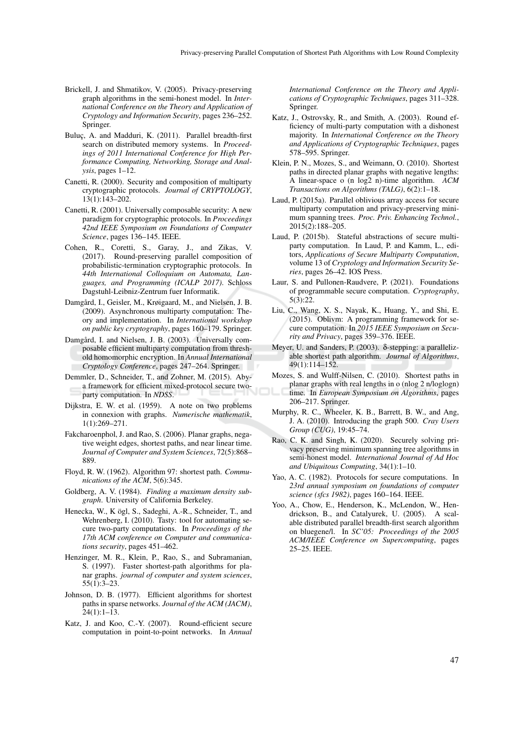Brickell, J. and Shmatikov, V. (2005). Privacy-preserving graph algorithms in the semi-honest model. In *International Conference on the Theory and Application of Cryptology and Information Security*, pages 236–252. Springer.

Buluç, A. and Madduri, K. (2011). Parallel breadth-first search on distributed memory systems. In *Proceedings of 2011 International Conference for High Performance Computing, Networking, Storage and Analysis*, pages 1–12.

Canetti, R. (2000). Security and composition of multiparty cryptographic protocols. *Journal of CRYPTOLOGY*, 13(1):143–202.

Canetti, R. (2001). Universally composable security: A new paradigm for cryptographic protocols. In *Proceedings 42nd IEEE Symposium on Foundations of Computer Science*, pages 136–145. IEEE.

Cohen, R., Coretti, S., Garay, J., and Zikas, V. (2017). Round-preserving parallel composition of probabilistic-termination cryptographic protocols. In *44th International Colloquium on Automata, Languages, and Programming (ICALP 2017)*. Schloss Dagstuhl-Leibniz-Zentrum fuer Informatik.

Damgård, I., Geisler, M., Krøigaard, M., and Nielsen, J. B. (2009). Asynchronous multiparty computation: Theory and implementation. In *International workshop on public key cryptography*, pages 160–179. Springer.

Damgård, I. and Nielsen, J. B. (2003). Universally composable efficient multiparty computation from threshold homomorphic encryption. In *Annual International Cryptology Conference*, pages 247–264. Springer.

Demmler, D., Schneider, T., and Zohner, M. (2015). Abya framework for efficient mixed-protocol secure two-party computation. In *NDSS*.

Dijkstra, E. W. et al. (1959). A note on two problems in connexion with graphs. *Numerische mathematik*, 1(1):269–271.

Fakcharoenphol, J. and Rao, S. (2006). Planar graphs, negative weight edges, shortest paths, and near linear time. *Journal of Computer and System Sciences*, 72(5):868–889.

Floyd, R. W. (1962). Algorithm 97: shortest path. *Communications of the ACM*, 5(6):345.

Goldberg, A. V. (1984). *Finding a maximum density subgraph*. University of California Berkeley.

Henecka, W., K ögl, S., Sadeghi, A.-R., Schneider, T., and Wehrenberg, I. (2010). Tasty: tool for automating secure two-party computations. In *Proceedings of the 17th ACM conference on Computer and communications security*, pages 451–462.

Henzinger, M. R., Klein, P., Rao, S., and Subramanian, S. (1997). Faster shortest-path algorithms for planar graphs. *journal of computer and system sciences*, 55(1):3–23.

Johnson, D. B. (1977). Efficient algorithms for shortest paths in sparse networks. *Journal of the ACM (JACM)*, 24(1):1–13.

Katz, J. and Koo, C.-Y. (2007). Round-efficient secure computation in point-to-point networks. In *Annual International Conference on the Theory and Applications of Cryptographic Techniques*, pages 311–328. Springer.

Katz, J., Ostrovsky, R., and Smith, A. (2003). Round efficiency of multi-party computation with a dishonest majority. In *International Conference on the Theory and Applications of Cryptographic Techniques*, pages 578–595. Springer.

Klein, P. N., Mozes, S., and Weimann, O. (2010). Shortest paths in directed planar graphs with negative lengths: A linear-space o (n log2 n)-time algorithm. *ACM Transactions on Algorithms (TALG)*, 6(2):1–18.

Laud, P. (2015a). Parallel oblivious array access for secure multiparty computation and privacy-preserving minimum spanning trees. *Proc. Priv. Enhancing Technol.*, 2015(2):188–205.

Laud, P. (2015b). Stateful abstractions of secure multiparty computation. In Laud, P. and Kamm, L., editors, *Applications of Secure Multiparty Computation*, volume 13 of *Cryptology and Information Security Series*, pages 26–42. IOS Press.

Laur, S. and Pullonen-Raudvere, P. (2021). Foundations of programmable secure computation. *Cryptography*, 5(3):22.

Liu, C., Wang, X. S., Nayak, K., Huang, Y., and Shi, E. (2015). Oblivm: A programming framework for secure computation. In *2015 IEEE Symposium on Security and Privacy*, pages 359–376. IEEE.

Meyer, U. and Sanders, P. (2003). δ-stepping: a parallelizable shortest path algorithm. *Journal of Algorithms*, 49(1):114–152.

Mozes, S. and Wulff-Nilsen, C. (2010). Shortest paths in planar graphs with real lengths in o (nlog 2 n/loglogn) time. In *European Symposium on Algorithms*, pages 206–217. Springer.

Murphy, R. C., Wheeler, K. B., Barrett, B. W., and Ang, J. A. (2010). Introducing the graph 500. *Cray Users Group (CUG)*, 19:45–74.

Rao, C. K. and Singh, K. (2020). Securely solving privacy preserving minimum spanning tree algorithms in semi-honest model. *International Journal of Ad Hoc and Ubiquitous Computing*, 34(1):1–10.

Yao, A. C. (1982). Protocols for secure computations. In *23rd annual symposium on foundations of computer science (sfcs 1982)*, pages 160–164. IEEE.

Yoo, A., Chow, E., Henderson, K., McLendon, W., Hendrickson, B., and Catalyurek, U. (2005). A scalable distributed parallel breadth-first search algorithm on bluegene/l. In *SC'05: Proceedings of the 2005 ACM/IEEE Conference on Supercomputing*, pages 25–25. IEEE.